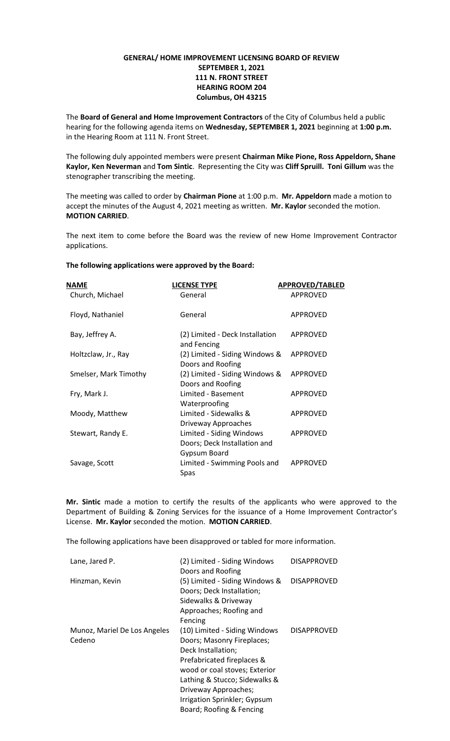# GENERAL/ HOME IMPROVEMENT LICENSING BOARD OF REVIEW
## SEPTEMBER 1, 2021
## 111 N. FRONT STREET
## HEARING ROOM 204
## Columbus, OH 43215

The **Board of General and Home Improvement Contractors** of the City of Columbus held a public hearing for the following agenda items on **Wednesday, SEPTEMBER 1, 2021** beginning at **1:00 p.m.** in the Hearing Room at 111 N. Front Street.

The following duly appointed members were present **Chairman Mike Pione, Ross Appeldorn, Shane Kaylor, Ken Neverman** and **Tom Sintic**. Representing the City was **Cliff Spruill. Toni Gillum** was the stenographer transcribing the meeting.

The meeting was called to order by **Chairman Pione** at 1:00 p.m. **Mr. Appeldorn** made a motion to accept the minutes of the August 4, 2021 meeting as written. **Mr. Kaylor** seconded the motion. **MOTION CARRIED**.

The next item to come before the Board was the review of new Home Improvement Contractor applications.

**The following applications were approved by the Board:**

| NAME | LICENSE TYPE | APPROVED/TABLED |
|---|---|---|
| Church, Michael | General | APPROVED |
| Floyd, Nathaniel | General | APPROVED |
| Bay, Jeffrey A. | (2) Limited - Deck Installation and Fencing | APPROVED |
| Holtzclaw, Jr., Ray | (2) Limited - Siding Windows & Doors and Roofing | APPROVED |
| Smelser, Mark Timothy | (2) Limited - Siding Windows & Doors and Roofing | APPROVED |
| Fry, Mark J. | Limited - Basement Waterproofing | APPROVED |
| Moody, Matthew | Limited - Sidewalks & Driveway Approaches | APPROVED |
| Stewart, Randy E. | Limited - Siding Windows Doors; Deck Installation and Gypsum Board | APPROVED |
| Savage, Scott | Limited - Swimming Pools and Spas | APPROVED |

**Mr. Sintic** made a motion to certify the results of the applicants who were approved to the Department of Building & Zoning Services for the issuance of a Home Improvement Contractor's License. **Mr. Kaylor** seconded the motion. **MOTION CARRIED**.

The following applications have been disapproved or tabled for more information.

| | | |
|---|---|---|
| Lane, Jared P. | (2) Limited - Siding Windows Doors and Roofing | DISAPPROVED |
| Hinzman, Kevin | (5) Limited - Siding Windows & Doors; Deck Installation; Sidewalks & Driveway Approaches; Roofing and Fencing | DISAPPROVED |
| Munoz, Mariel De Los Angeles Cedeno | (10) Limited - Siding Windows Doors; Masonry Fireplaces; Deck Installation; Prefabricated fireplaces & wood or coal stoves; Exterior Lathing & Stucco; Sidewalks & Driveway Approaches; Irrigation Sprinkler; Gypsum Board; Roofing & Fencing | DISAPPROVED |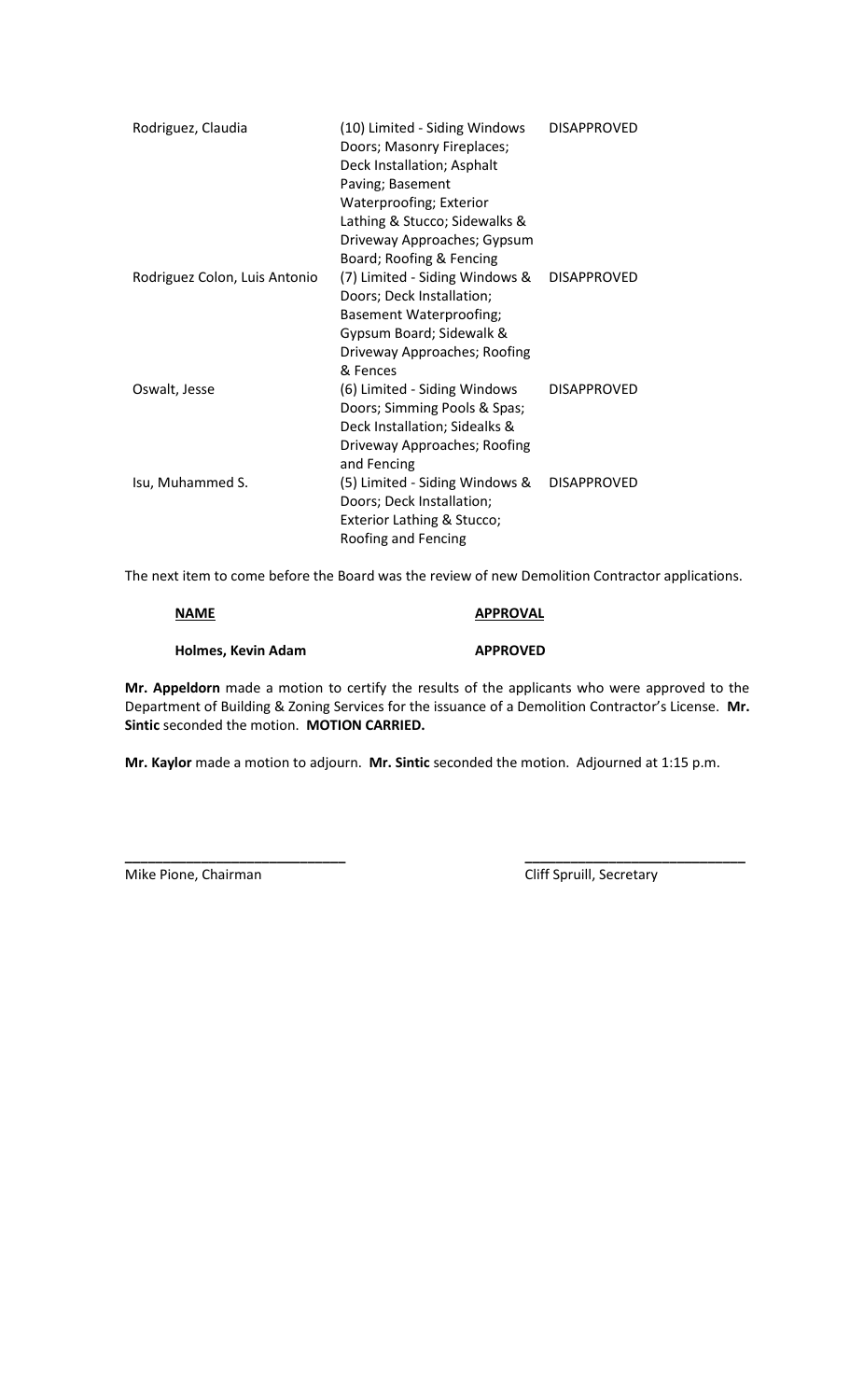| | | |
|---|---|---|
| Rodriguez, Claudia | (10) Limited - Siding Windows Doors; Masonry Fireplaces; Deck Installation; Asphalt Paving; Basement Waterproofing; Exterior Lathing & Stucco; Sidewalks & Driveway Approaches; Gypsum Board; Roofing & Fencing | DISAPPROVED |
| Rodriguez Colon, Luis Antonio | (7) Limited - Siding Windows & Doors; Deck Installation; Basement Waterproofing; Gypsum Board; Sidewalk & Driveway Approaches; Roofing & Fences | DISAPPROVED |
| Oswalt, Jesse | (6) Limited - Siding Windows Doors; Simming Pools & Spas; Deck Installation; Sidealks & Driveway Approaches; Roofing and Fencing | DISAPPROVED |
| Isu, Muhammed S. | (5) Limited - Siding Windows & Doors; Deck Installation; Exterior Lathing & Stucco; Roofing and Fencing | DISAPPROVED |

The next item to come before the Board was the review of new Demolition Contractor applications.

| NAME | APPROVAL |
|---|---|
| **Holmes, Kevin Adam** | **APPROVED** |

**Mr. Appeldorn** made a motion to certify the results of the applicants who were approved to the Department of Building & Zoning Services for the issuance of a Demolition Contractor's License. **Mr. Sintic** seconded the motion. **MOTION CARRIED.**

**Mr. Kaylor** made a motion to adjourn. **Mr. Sintic** seconded the motion. Adjourned at 1:15 p.m.

\_\_\_\_\_\_\_\_\_\_\_\_\_\_\_\_\_\_\_\_\_\_\_\_\_\_\_\_\_\_
Mike Pione, Chairman

\_\_\_\_\_\_\_\_\_\_\_\_\_\_\_\_\_\_\_\_\_\_\_\_\_\_\_\_\_\_
Cliff Spruill, Secretary